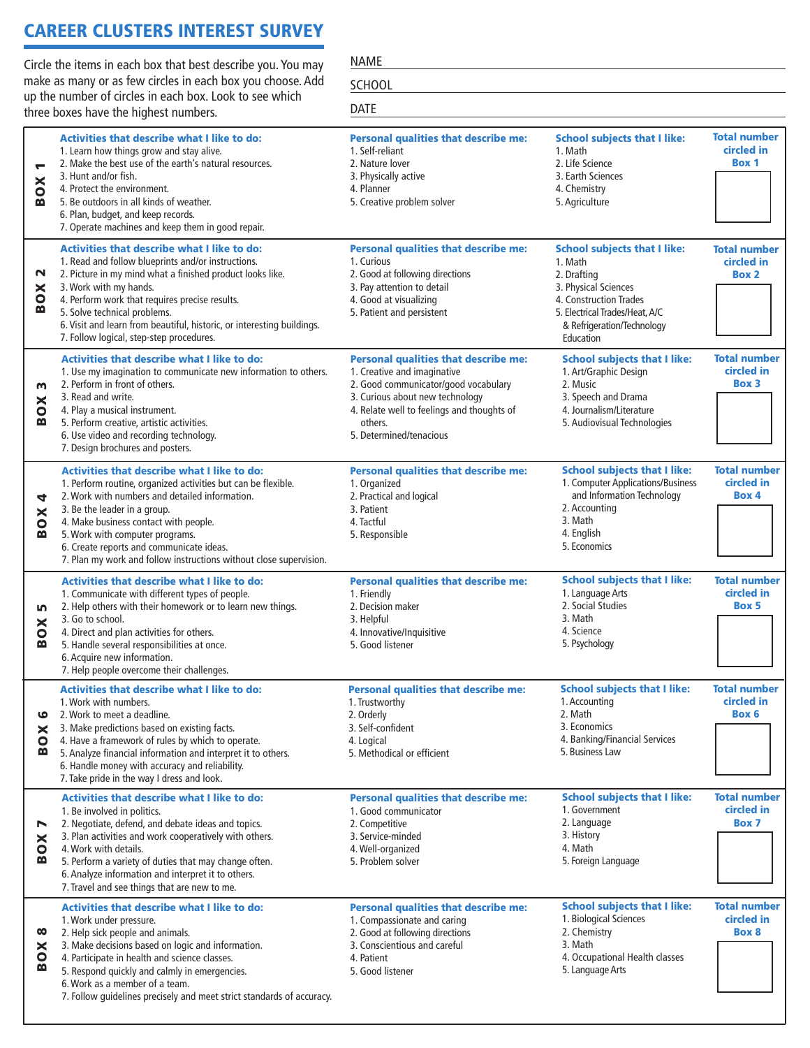# CAREER CLUSTERS INTEREST SURVEY

Circle the items in each box that best describe you. You may make as many or as few circles in each box you choose. Add up the number of circles in each box. Look to see which three boxes have the highest numbers.

NAME

SCHOOL

DATE

| Box | Activities that describe what I like to do: | Personal qualities that describe me: | School subjects that I like: | Total number circled in Box |
|---|---|---|---|---|
| BOX 1 | 1. Learn how things grow and stay alive.<br>2. Make the best use of the earth's natural resources.<br>3. Hunt and/or fish.<br>4. Protect the environment.<br>5. Be outdoors in all kinds of weather.<br>6. Plan, budget, and keep records.<br>7. Operate machines and keep them in good repair. | 1. Self-reliant<br>2. Nature lover<br>3. Physically active<br>4. Planner<br>5. Creative problem solver | 1. Math<br>2. Life Science<br>3. Earth Sciences<br>4. Chemistry<br>5. Agriculture | Box 1 |
| BOX 2 | 1. Read and follow blueprints and/or instructions.<br>2. Picture in my mind what a finished product looks like.<br>3. Work with my hands.<br>4. Perform work that requires precise results.<br>5. Solve technical problems.<br>6. Visit and learn from beautiful, historic, or interesting buildings.<br>7. Follow logical, step-step procedures. | 1. Curious<br>2. Good at following directions<br>3. Pay attention to detail<br>4. Good at visualizing<br>5. Patient and persistent | 1. Math<br>2. Drafting<br>3. Physical Sciences<br>4. Construction Trades<br>5. Electrical Trades/Heat, A/C & Refrigeration/Technology Education | Box 2 |
| BOX 3 | 1. Use my imagination to communicate new information to others.<br>2. Perform in front of others.<br>3. Read and write.<br>4. Play a musical instrument.<br>5. Perform creative, artistic activities.<br>6. Use video and recording technology.<br>7. Design brochures and posters. | 1. Creative and imaginative<br>2. Good communicator/good vocabulary<br>3. Curious about new technology<br>4. Relate well to feelings and thoughts of others.<br>5. Determined/tenacious | 1. Art/Graphic Design<br>2. Music<br>3. Speech and Drama<br>4. Journalism/Literature<br>5. Audiovisual Technologies | Box 3 |
| BOX 4 | 1. Perform routine, organized activities but can be flexible.<br>2. Work with numbers and detailed information.<br>3. Be the leader in a group.<br>4. Make business contact with people.<br>5. Work with computer programs.<br>6. Create reports and communicate ideas.<br>7. Plan my work and follow instructions without close supervision. | 1. Organized<br>2. Practical and logical<br>3. Patient<br>4. Tactful<br>5. Responsible | 1. Computer Applications/Business and Information Technology<br>2. Accounting<br>3. Math<br>4. English<br>5. Economics | Box 4 |
| BOX 5 | 1. Communicate with different types of people.<br>2. Help others with their homework or to learn new things.<br>3. Go to school.<br>4. Direct and plan activities for others.<br>5. Handle several responsibilities at once.<br>6. Acquire new information.<br>7. Help people overcome their challenges. | 1. Friendly<br>2. Decision maker<br>3. Helpful<br>4. Innovative/Inquisitive<br>5. Good listener | 1. Language Arts<br>2. Social Studies<br>3. Math<br>4. Science<br>5. Psychology | Box 5 |
| BOX 6 | 1. Work with numbers.<br>2. Work to meet a deadline.<br>3. Make predictions based on existing facts.<br>4. Have a framework of rules by which to operate.<br>5. Analyze financial information and interpret it to others.<br>6. Handle money with accuracy and reliability.<br>7. Take pride in the way I dress and look. | 1. Trustworthy<br>2. Orderly<br>3. Self-confident<br>4. Logical<br>5. Methodical or efficient | 1. Accounting<br>2. Math<br>3. Economics<br>4. Banking/Financial Services<br>5. Business Law | Box 6 |
| BOX 7 | 1. Be involved in politics.<br>2. Negotiate, defend, and debate ideas and topics.<br>3. Plan activities and work cooperatively with others.<br>4. Work with details.<br>5. Perform a variety of duties that may change often.<br>6. Analyze information and interpret it to others.<br>7. Travel and see things that are new to me. | 1. Good communicator<br>2. Competitive<br>3. Service-minded<br>4. Well-organized<br>5. Problem solver | 1. Government<br>2. Language<br>3. History<br>4. Math<br>5. Foreign Language | Box 7 |
| BOX 8 | 1. Work under pressure.<br>2. Help sick people and animals.<br>3. Make decisions based on logic and information.<br>4. Participate in health and science classes.<br>5. Respond quickly and calmly in emergencies.<br>6. Work as a member of a team.<br>7. Follow guidelines precisely and meet strict standards of accuracy. | 1. Compassionate and caring<br>2. Good at following directions<br>3. Conscientious and careful<br>4. Patient<br>5. Good listener | 1. Biological Sciences<br>2. Chemistry<br>3. Math<br>4. Occupational Health classes<br>5. Language Arts | Box 8 |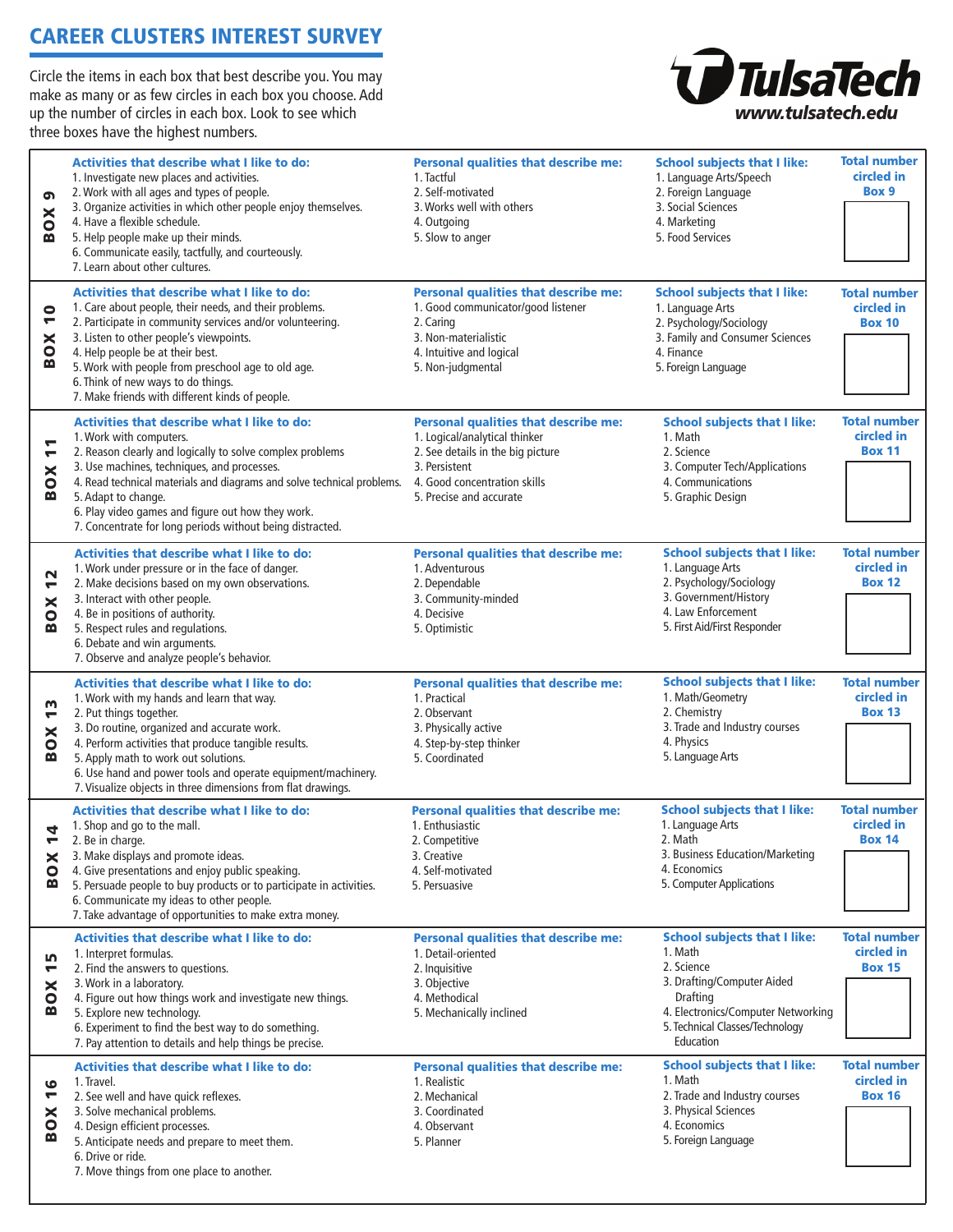# CAREER CLUSTERS INTEREST SURVEY

Circle the items in each box that best describe you. You may make as many or as few circles in each box you choose. Add up the number of circles in each box. Look to see which three boxes have the highest numbers.

TulsaTech
www.tulsatech.edu

| | Activities that describe what I like to do: | Personal qualities that describe me: | School subjects that I like: | Total number circled in |
|---|---|---|---|---|
| **BOX 9** | 1. Investigate new places and activities.<br>2. Work with all ages and types of people.<br>3. Organize activities in which other people enjoy themselves.<br>4. Have a flexible schedule.<br>5. Help people make up their minds.<br>6. Communicate easily, tactfully, and courteously.<br>7. Learn about other cultures. | 1. Tactful<br>2. Self-motivated<br>3. Works well with others<br>4. Outgoing<br>5. Slow to anger | 1. Language Arts/Speech<br>2. Foreign Language<br>3. Social Sciences<br>4. Marketing<br>5. Food Services | Box 9 |
| **BOX 10** | 1. Care about people, their needs, and their problems.<br>2. Participate in community services and/or volunteering.<br>3. Listen to other people's viewpoints.<br>4. Help people be at their best.<br>5. Work with people from preschool age to old age.<br>6. Think of new ways to do things.<br>7. Make friends with different kinds of people. | 1. Good communicator/good listener<br>2. Caring<br>3. Non-materialistic<br>4. Intuitive and logical<br>5. Non-judgmental | 1. Language Arts<br>2. Psychology/Sociology<br>3. Family and Consumer Sciences<br>4. Finance<br>5. Foreign Language | Box 10 |
| **BOX 11** | 1. Work with computers.<br>2. Reason clearly and logically to solve complex problems<br>3. Use machines, techniques, and processes.<br>4. Read technical materials and diagrams and solve technical problems.<br>5. Adapt to change.<br>6. Play video games and figure out how they work.<br>7. Concentrate for long periods without being distracted. | 1. Logical/analytical thinker<br>2. See details in the big picture<br>3. Persistent<br>4. Good concentration skills<br>5. Precise and accurate | 1. Math<br>2. Science<br>3. Computer Tech/Applications<br>4. Communications<br>5. Graphic Design | Box 11 |
| **BOX 12** | 1. Work under pressure or in the face of danger.<br>2. Make decisions based on my own observations.<br>3. Interact with other people.<br>4. Be in positions of authority.<br>5. Respect rules and regulations.<br>6. Debate and win arguments.<br>7. Observe and analyze people's behavior. | 1. Adventurous<br>2. Dependable<br>3. Community-minded<br>4. Decisive<br>5. Optimistic | 1. Language Arts<br>2. Psychology/Sociology<br>3. Government/History<br>4. Law Enforcement<br>5. First Aid/First Responder | Box 12 |
| **BOX 13** | 1. Work with my hands and learn that way.<br>2. Put things together.<br>3. Do routine, organized and accurate work.<br>4. Perform activities that produce tangible results.<br>5. Apply math to work out solutions.<br>6. Use hand and power tools and operate equipment/machinery.<br>7. Visualize objects in three dimensions from flat drawings. | 1. Practical<br>2. Observant<br>3. Physically active<br>4. Step-by-step thinker<br>5. Coordinated | 1. Math/Geometry<br>2. Chemistry<br>3. Trade and Industry courses<br>4. Physics<br>5. Language Arts | Box 13 |
| **BOX 14** | 1. Shop and go to the mall.<br>2. Be in charge.<br>3. Make displays and promote ideas.<br>4. Give presentations and enjoy public speaking.<br>5. Persuade people to buy products or to participate in activities.<br>6. Communicate my ideas to other people.<br>7. Take advantage of opportunities to make extra money. | 1. Enthusiastic<br>2. Competitive<br>3. Creative<br>4. Self-motivated<br>5. Persuasive | 1. Language Arts<br>2. Math<br>3. Business Education/Marketing<br>4. Economics<br>5. Computer Applications | Box 14 |
| **BOX 15** | 1. Interpret formulas.<br>2. Find the answers to questions.<br>3. Work in a laboratory.<br>4. Figure out how things work and investigate new things.<br>5. Explore new technology.<br>6. Experiment to find the best way to do something.<br>7. Pay attention to details and help things be precise. | 1. Detail-oriented<br>2. Inquisitive<br>3. Objective<br>4. Methodical<br>5. Mechanically inclined | 1. Math<br>2. Science<br>3. Drafting/Computer Aided Drafting<br>4. Electronics/Computer Networking<br>5. Technical Classes/Technology Education | Box 15 |
| **BOX 16** | 1. Travel.<br>2. See well and have quick reflexes.<br>3. Solve mechanical problems.<br>4. Design efficient processes.<br>5. Anticipate needs and prepare to meet them.<br>6. Drive or ride.<br>7. Move things from one place to another. | 1. Realistic<br>2. Mechanical<br>3. Coordinated<br>4. Observant<br>5. Planner | 1. Math<br>2. Trade and Industry courses<br>3. Physical Sciences<br>4. Economics<br>5. Foreign Language | Box 16 |